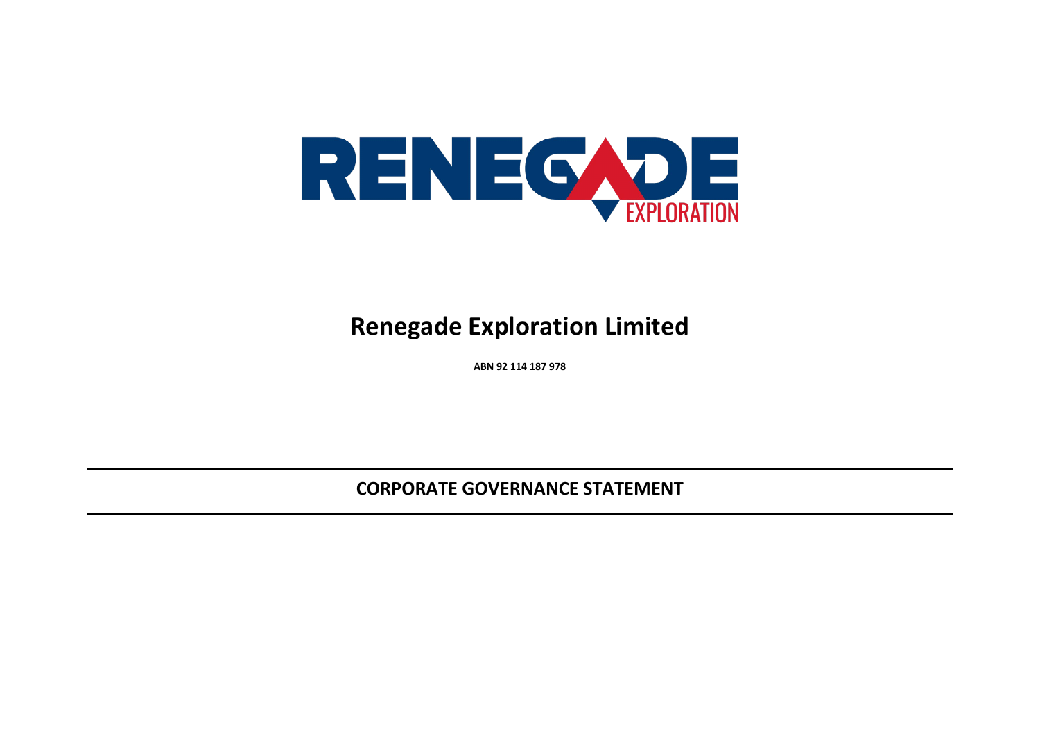# Renegade Exploration Limited

**ABN 92 114 187 978**

## CORPORATE GOVERNANCE STATEMENT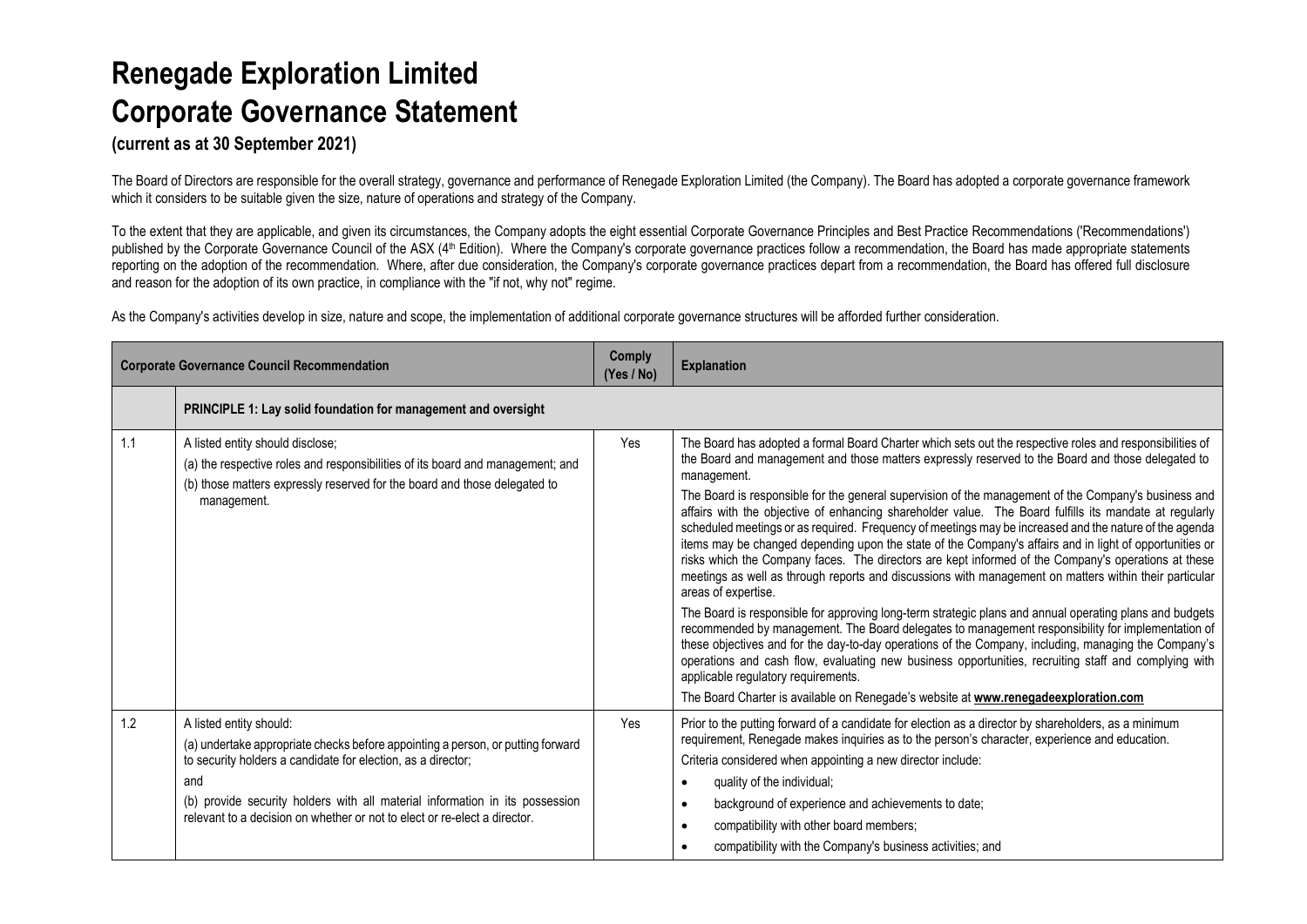# Renegade Exploration Limited
# Corporate Governance Statement

**(current as at 30 September 2021)**

The Board of Directors are responsible for the overall strategy, governance and performance of Renegade Exploration Limited (the Company). The Board has adopted a corporate governance framework which it considers to be suitable given the size, nature of operations and strategy of the Company.

To the extent that they are applicable, and given its circumstances, the Company adopts the eight essential Corporate Governance Principles and Best Practice Recommendations ('Recommendations') published by the Corporate Governance Council of the ASX (4th Edition). Where the Company's corporate governance practices follow a recommendation, the Board has made appropriate statements reporting on the adoption of the recommendation. Where, after due consideration, the Company's corporate governance practices depart from a recommendation, the Board has offered full disclosure and reason for the adoption of its own practice, in compliance with the "if not, why not" regime.

As the Company's activities develop in size, nature and scope, the implementation of additional corporate governance structures will be afforded further consideration.

| Corporate Governance Council Recommendation | | Comply (Yes / No) | Explanation |
|---|---|---|---|
| | **PRINCIPLE 1: Lay solid foundation for management and oversight** | | |
| 1.1 | A listed entity should disclose;<br>(a) the respective roles and responsibilities of its board and management; and<br>(b) those matters expressly reserved for the board and those delegated to management. | Yes | The Board has adopted a formal Board Charter which sets out the respective roles and responsibilities of the Board and management and those matters expressly reserved to the Board and those delegated to management.<br>The Board is responsible for the general supervision of the management of the Company's business and affairs with the objective of enhancing shareholder value. The Board fulfills its mandate at regularly scheduled meetings or as required. Frequency of meetings may be increased and the nature of the agenda items may be changed depending upon the state of the Company's affairs and in light of opportunities or risks which the Company faces. The directors are kept informed of the Company's operations at these meetings as well as through reports and discussions with management on matters within their particular areas of expertise.<br>The Board is responsible for approving long-term strategic plans and annual operating plans and budgets recommended by management. The Board delegates to management responsibility for implementation of these objectives and for the day-to-day operations of the Company, including, managing the Company's operations and cash flow, evaluating new business opportunities, recruiting staff and complying with applicable regulatory requirements.<br>The Board Charter is available on Renegade's website at **www.renegadeexploration.com** |
| 1.2 | A listed entity should:<br>(a) undertake appropriate checks before appointing a person, or putting forward to security holders a candidate for election, as a director;<br>and<br>(b) provide security holders with all material information in its possession relevant to a decision on whether or not to elect or re-elect a director. | Yes | Prior to the putting forward of a candidate for election as a director by shareholders, as a minimum requirement, Renegade makes inquiries as to the person's character, experience and education.<br>Criteria considered when appointing a new director include:<br>• quality of the individual;<br>• background of experience and achievements to date;<br>• compatibility with other board members;<br>• compatibility with the Company's business activities; and |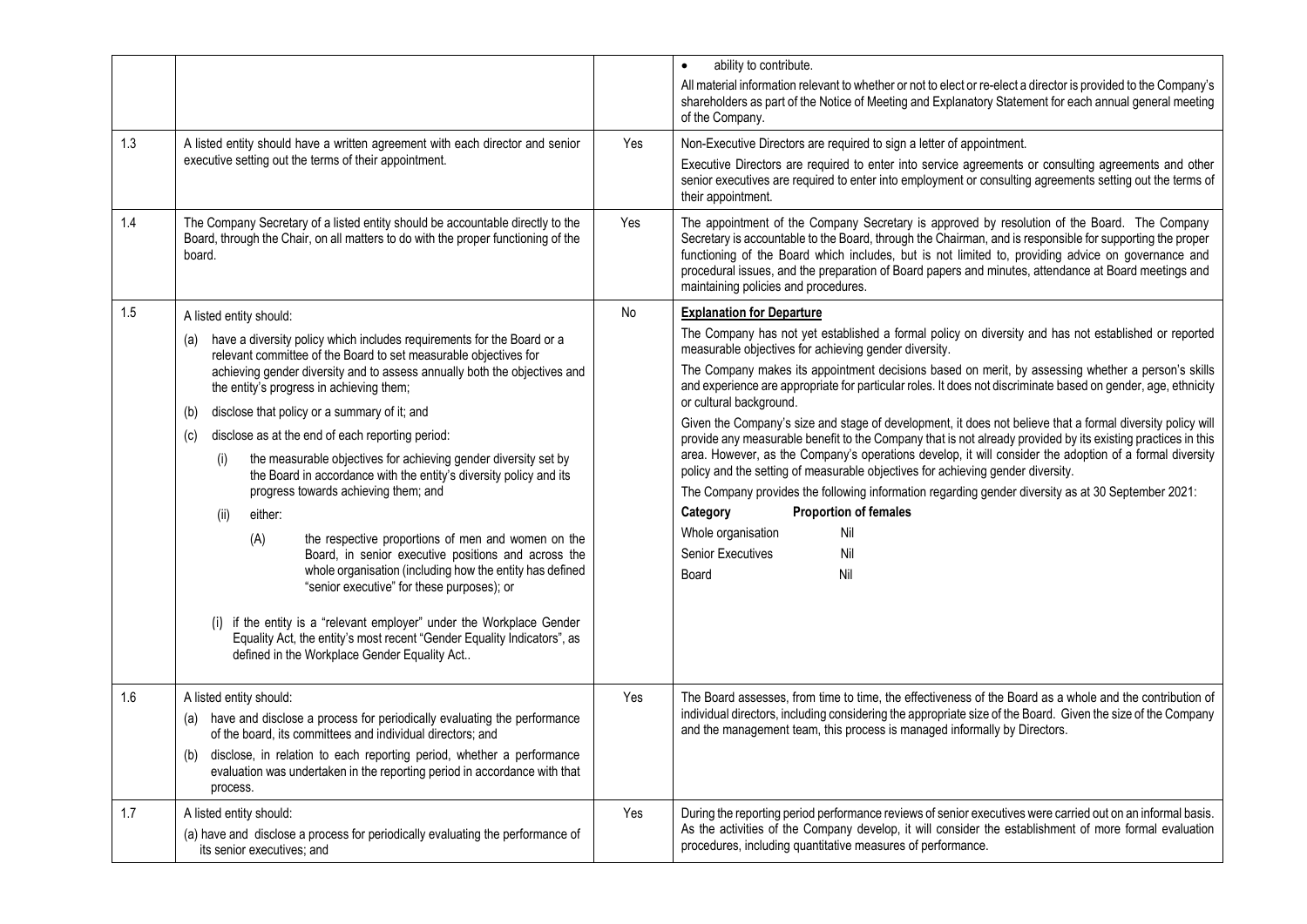| | | | |
|---|---|---|---|
| | | | • ability to contribute.<br>All material information relevant to whether or not to elect or re-elect a director is provided to the Company's shareholders as part of the Notice of Meeting and Explanatory Statement for each annual general meeting of the Company. |
| 1.3 | A listed entity should have a written agreement with each director and senior executive setting out the terms of their appointment. | Yes | Non-Executive Directors are required to sign a letter of appointment.<br>Executive Directors are required to enter into service agreements or consulting agreements and other senior executives are required to enter into employment or consulting agreements setting out the terms of their appointment. |
| 1.4 | The Company Secretary of a listed entity should be accountable directly to the Board, through the Chair, on all matters to do with the proper functioning of the board. | Yes | The appointment of the Company Secretary is approved by resolution of the Board. The Company Secretary is accountable to the Board, through the Chairman, and is responsible for supporting the proper functioning of the Board which includes, but is not limited to, providing advice on governance and procedural issues, and the preparation of Board papers and minutes, attendance at Board meetings and maintaining policies and procedures. |
| 1.5 | A listed entity should:<br>(a) have a diversity policy which includes requirements for the Board or a relevant committee of the Board to set measurable objectives for achieving gender diversity and to assess annually both the objectives and the entity's progress in achieving them;<br>(b) disclose that policy or a summary of it; and<br>(c) disclose as at the end of each reporting period:<br>(i) the measurable objectives for achieving gender diversity set by the Board in accordance with the entity's diversity policy and its progress towards achieving them; and<br>(ii) either:<br>(A) the respective proportions of men and women on the Board, in senior executive positions and across the whole organisation (including how the entity has defined "senior executive" for these purposes); or<br>(i) if the entity is a "relevant employer" under the Workplace Gender Equality Act, the entity's most recent "Gender Equality Indicators", as defined in the Workplace Gender Equality Act.. | No | **Explanation for Departure**<br>The Company has not yet established a formal policy on diversity and has not established or reported measurable objectives for achieving gender diversity.<br>The Company makes its appointment decisions based on merit, by assessing whether a person's skills and experience are appropriate for particular roles. It does not discriminate based on gender, age, ethnicity or cultural background.<br>Given the Company's size and stage of development, it does not believe that a formal diversity policy will provide any measurable benefit to the Company that is not already provided by its existing practices in this area. However, as the Company's operations develop, it will consider the adoption of a formal diversity policy and the setting of measurable objectives for achieving gender diversity.<br>The Company provides the following information regarding gender diversity as at 30 September 2021:<br>**Category** — **Proportion of females**<br>Whole organisation — Nil<br>Senior Executives — Nil<br>Board — Nil |
| 1.6 | A listed entity should:<br>(a) have and disclose a process for periodically evaluating the performance of the board, its committees and individual directors; and<br>(b) disclose, in relation to each reporting period, whether a performance evaluation was undertaken in the reporting period in accordance with that process. | Yes | The Board assesses, from time to time, the effectiveness of the Board as a whole and the contribution of individual directors, including considering the appropriate size of the Board. Given the size of the Company and the management team, this process is managed informally by Directors. |
| 1.7 | A listed entity should:<br>(a) have and disclose a process for periodically evaluating the performance of its senior executives; and | Yes | During the reporting period performance reviews of senior executives were carried out on an informal basis. As the activities of the Company develop, it will consider the establishment of more formal evaluation procedures, including quantitative measures of performance. |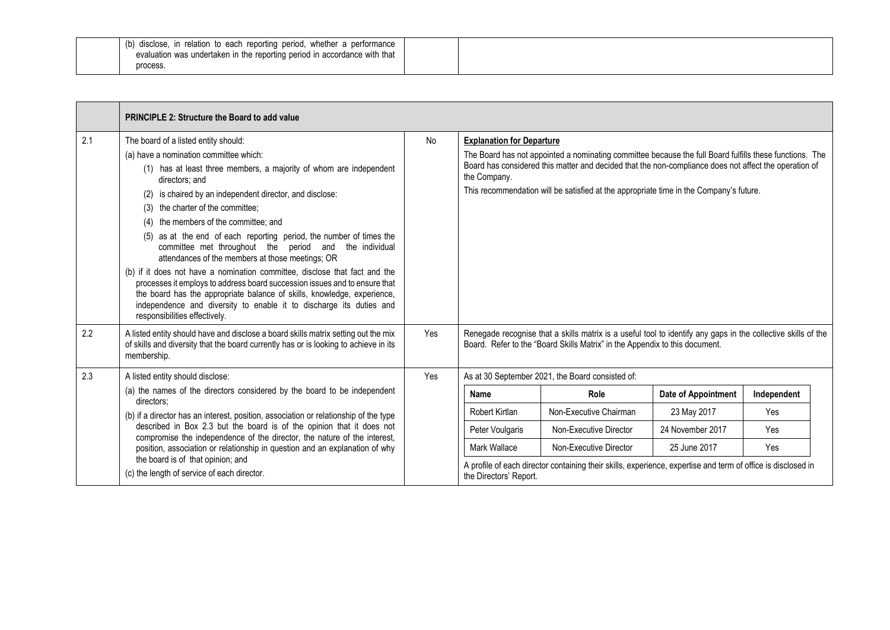| | | | |
|---|---|---|---|
| | (b) disclose, in relation to each reporting period, whether a performance evaluation was undertaken in the reporting period in accordance with that process. | | |

| | **PRINCIPLE 2: Structure the Board to add value** | | |
|---|---|---|---|
| 2.1 | The board of a listed entity should:<br>(a) have a nomination committee which:<br>(1) has at least three members, a majority of whom are independent directors; and<br>(2) is chaired by an independent director, and disclose:<br>(3) the charter of the committee;<br>(4) the members of the committee; and<br>(5) as at the end of each reporting period, the number of times the committee met throughout the period and the individual attendances of the members at those meetings; OR<br>(b) if it does not have a nomination committee, disclose that fact and the processes it employs to address board succession issues and to ensure that the board has the appropriate balance of skills, knowledge, experience, independence and diversity to enable it to discharge its duties and responsibilities effectively. | No | **Explanation for Departure**<br>The Board has not appointed a nominating committee because the full Board fulfills these functions. The Board has considered this matter and decided that the non-compliance does not affect the operation of the Company.<br>This recommendation will be satisfied at the appropriate time in the Company's future. |
| 2.2 | A listed entity should have and disclose a board skills matrix setting out the mix of skills and diversity that the board currently has or is looking to achieve in its membership. | Yes | Renegade recognise that a skills matrix is a useful tool to identify any gaps in the collective skills of the Board. Refer to the "Board Skills Matrix" in the Appendix to this document. |
| 2.3 | A listed entity should disclose:<br>(a) the names of the directors considered by the board to be independent directors;<br>(b) if a director has an interest, position, association or relationship of the type described in Box 2.3 but the board is of the opinion that it does not compromise the independence of the director, the nature of the interest, position, association or relationship in question and an explanation of why the board is of that opinion; and<br>(c) the length of service of each director. | Yes | As at 30 September 2021, the Board consisted of:<br><br>**Name** / **Role** / **Date of Appointment** / **Independent**<br>Robert Kirtlan / Non-Executive Chairman / 23 May 2017 / Yes<br>Peter Voulgaris / Non-Executive Director / 24 November 2017 / Yes<br>Mark Wallace / Non-Executive Director / 25 June 2017 / Yes<br><br>A profile of each director containing their skills, experience, expertise and term of office is disclosed in the Directors' Report. |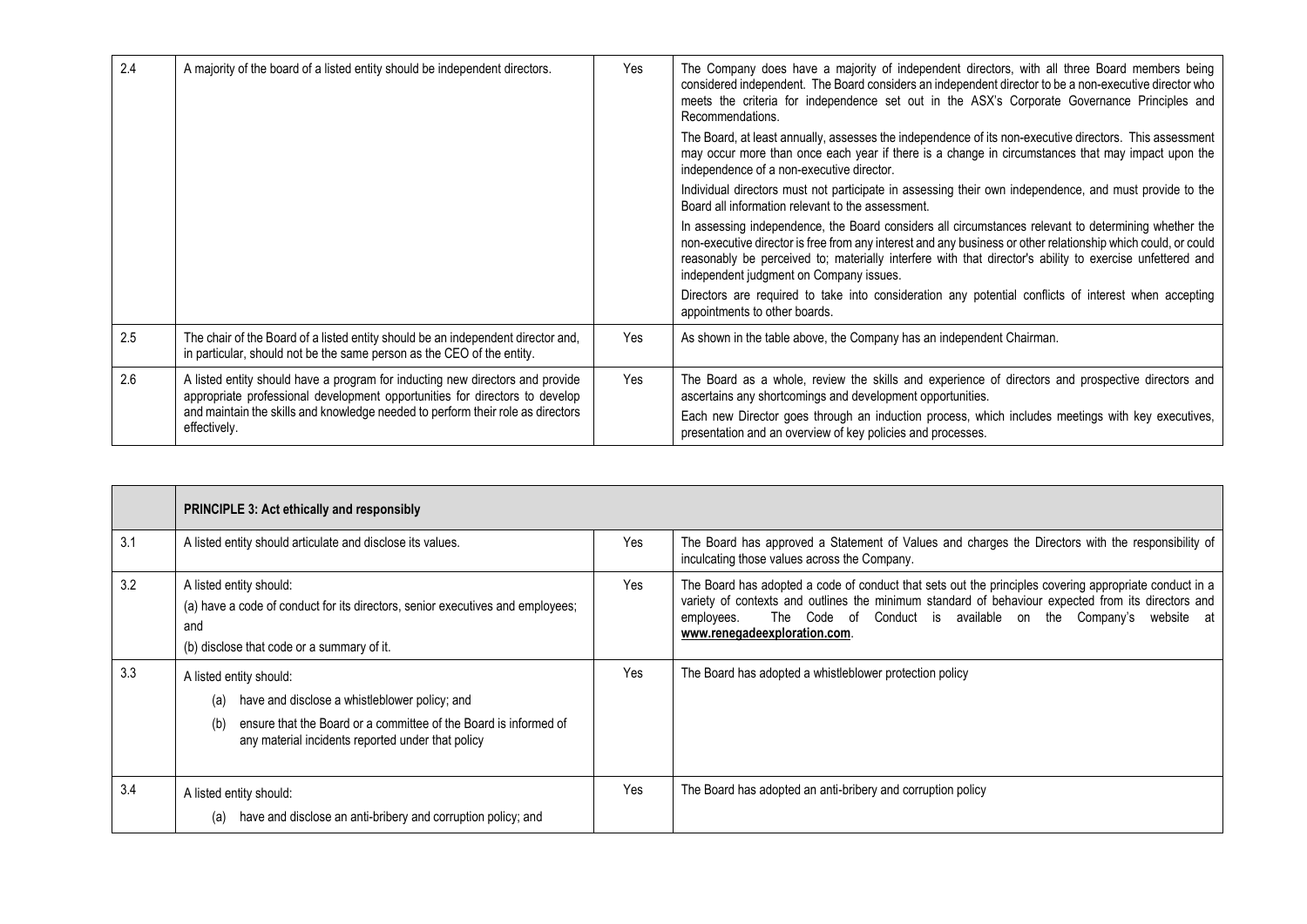| | | | |
|---|---|---|---|
| 2.4 | A majority of the board of a listed entity should be independent directors. | Yes | The Company does have a majority of independent directors, with all three Board members being considered independent. The Board considers an independent director to be a non-executive director who meets the criteria for independence set out in the ASX's Corporate Governance Principles and Recommendations.<br><br>The Board, at least annually, assesses the independence of its non-executive directors. This assessment may occur more than once each year if there is a change in circumstances that may impact upon the independence of a non-executive director.<br><br>Individual directors must not participate in assessing their own independence, and must provide to the Board all information relevant to the assessment.<br><br>In assessing independence, the Board considers all circumstances relevant to determining whether the non-executive director is free from any interest and any business or other relationship which could, or could reasonably be perceived to; materially interfere with that director's ability to exercise unfettered and independent judgment on Company issues.<br><br>Directors are required to take into consideration any potential conflicts of interest when accepting appointments to other boards. |
| 2.5 | The chair of the Board of a listed entity should be an independent director and, in particular, should not be the same person as the CEO of the entity. | Yes | As shown in the table above, the Company has an independent Chairman. |
| 2.6 | A listed entity should have a program for inducting new directors and provide appropriate professional development opportunities for directors to develop and maintain the skills and knowledge needed to perform their role as directors effectively. | Yes | The Board as a whole, review the skills and experience of directors and prospective directors and ascertains any shortcomings and development opportunities.<br><br>Each new Director goes through an induction process, which includes meetings with key executives, presentation and an overview of key policies and processes. |

| | **PRINCIPLE 3: Act ethically and responsibly** | | |
|---|---|---|---|
| 3.1 | A listed entity should articulate and disclose its values. | Yes | The Board has approved a Statement of Values and charges the Directors with the responsibility of inculcating those values across the Company. |
| 3.2 | A listed entity should:<br>(a) have a code of conduct for its directors, senior executives and employees; and<br>(b) disclose that code or a summary of it. | Yes | The Board has adopted a code of conduct that sets out the principles covering appropriate conduct in a variety of contexts and outlines the minimum standard of behaviour expected from its directors and employees. The Code of Conduct is available on the Company's website at **www.renegadeexploration.com**. |
| 3.3 | A listed entity should:<br>(a) have and disclose a whistleblower policy; and<br>(b) ensure that the Board or a committee of the Board is informed of any material incidents reported under that policy | Yes | The Board has adopted a whistleblower protection policy |
| 3.4 | A listed entity should:<br>(a) have and disclose an anti-bribery and corruption policy; and | Yes | The Board has adopted an anti-bribery and corruption policy |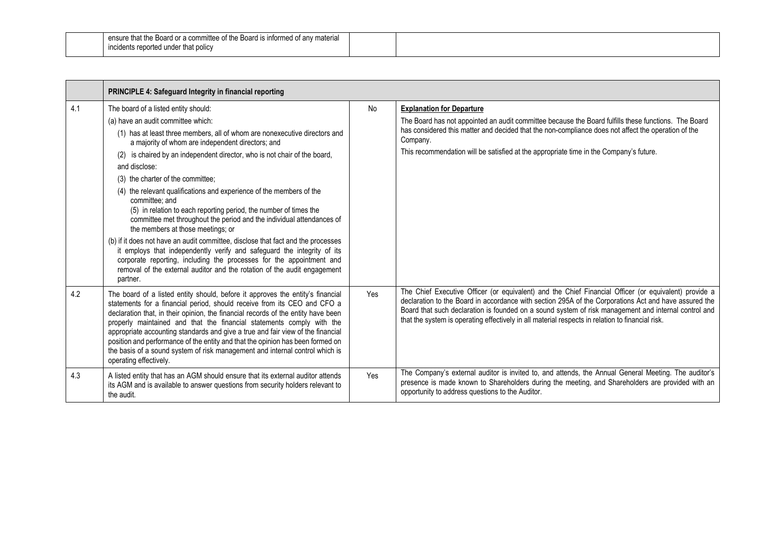| | ensure that the Board or a committee of the Board is informed of any material incidents reported under that policy | | |
|---|---|---|---|

| | **PRINCIPLE 4: Safeguard Integrity in financial reporting** | | |
|---|---|---|---|
| 4.1 | The board of a listed entity should:<br>(a) have an audit committee which:<br>(1) has at least three members, all of whom are nonexecutive directors and a majority of whom are independent directors; and<br>(2) is chaired by an independent director, who is not chair of the board,<br>and disclose:<br>(3) the charter of the committee;<br>(4) the relevant qualifications and experience of the members of the committee; and<br>(5) in relation to each reporting period, the number of times the committee met throughout the period and the individual attendances of the members at those meetings; or<br>(b) if it does not have an audit committee, disclose that fact and the processes it employs that independently verify and safeguard the integrity of its corporate reporting, including the processes for the appointment and removal of the external auditor and the rotation of the audit engagement partner. | No | **Explanation for Departure**<br>The Board has not appointed an audit committee because the Board fulfills these functions. The Board has considered this matter and decided that the non-compliance does not affect the operation of the Company.<br>This recommendation will be satisfied at the appropriate time in the Company's future. |
| 4.2 | The board of a listed entity should, before it approves the entity's financial statements for a financial period, should receive from its CEO and CFO a declaration that, in their opinion, the financial records of the entity have been properly maintained and that the financial statements comply with the appropriate accounting standards and give a true and fair view of the financial position and performance of the entity and that the opinion has been formed on the basis of a sound system of risk management and internal control which is operating effectively. | Yes | The Chief Executive Officer (or equivalent) and the Chief Financial Officer (or equivalent) provide a declaration to the Board in accordance with section 295A of the Corporations Act and have assured the Board that such declaration is founded on a sound system of risk management and internal control and that the system is operating effectively in all material respects in relation to financial risk. |
| 4.3 | A listed entity that has an AGM should ensure that its external auditor attends its AGM and is available to answer questions from security holders relevant to the audit. | Yes | The Company's external auditor is invited to, and attends, the Annual General Meeting. The auditor's presence is made known to Shareholders during the meeting, and Shareholders are provided with an opportunity to address questions to the Auditor. |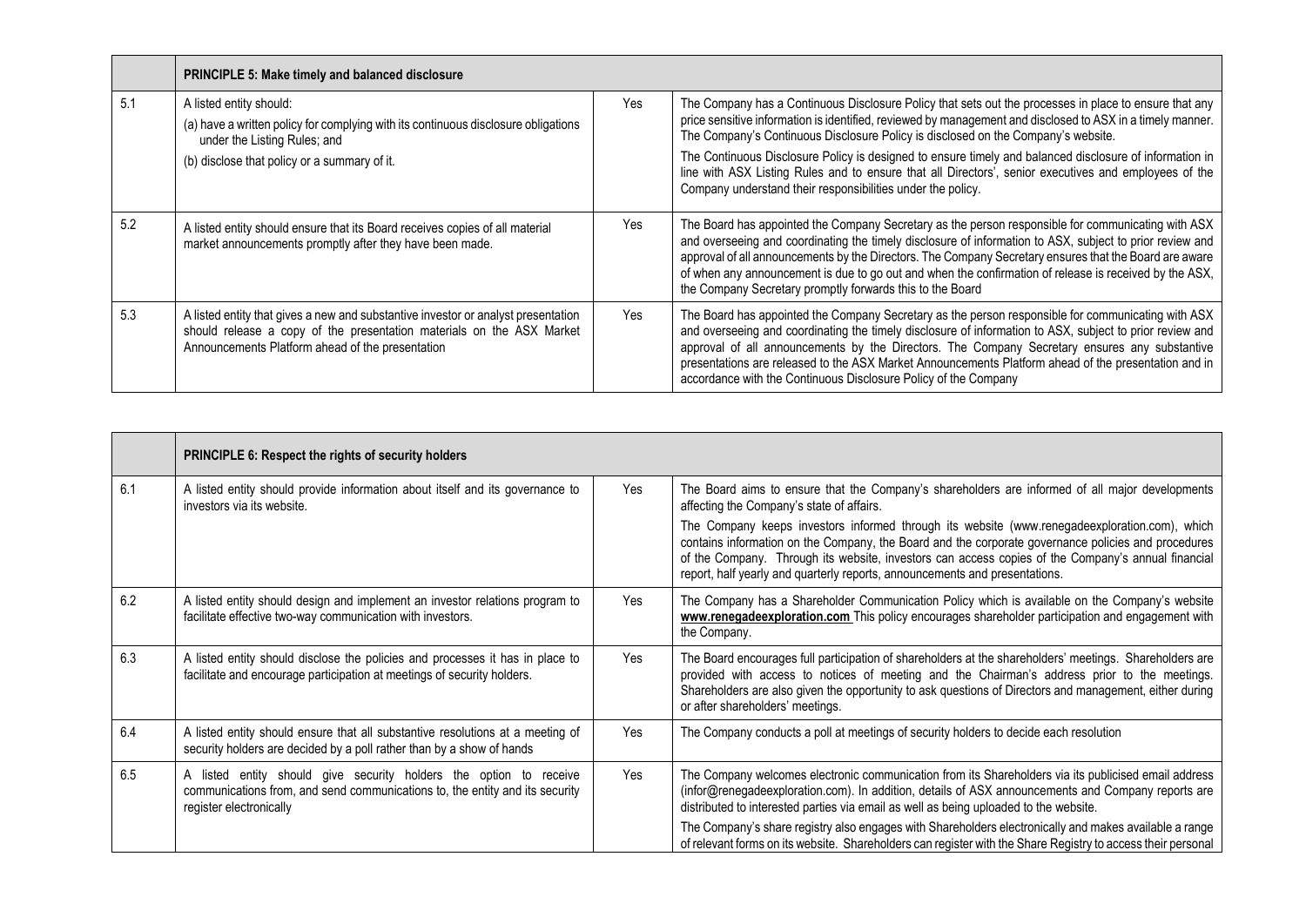| | PRINCIPLE 5: Make timely and balanced disclosure | | |
|---|---|---|---|
| 5.1 | A listed entity should:<br>(a) have a written policy for complying with its continuous disclosure obligations under the Listing Rules; and<br>(b) disclose that policy or a summary of it. | Yes | The Company has a Continuous Disclosure Policy that sets out the processes in place to ensure that any price sensitive information is identified, reviewed by management and disclosed to ASX in a timely manner. The Company's Continuous Disclosure Policy is disclosed on the Company's website.<br>The Continuous Disclosure Policy is designed to ensure timely and balanced disclosure of information in line with ASX Listing Rules and to ensure that all Directors', senior executives and employees of the Company understand their responsibilities under the policy. |
| 5.2 | A listed entity should ensure that its Board receives copies of all material market announcements promptly after they have been made. | Yes | The Board has appointed the Company Secretary as the person responsible for communicating with ASX and overseeing and coordinating the timely disclosure of information to ASX, subject to prior review and approval of all announcements by the Directors. The Company Secretary ensures that the Board are aware of when any announcement is due to go out and when the confirmation of release is received by the ASX, the Company Secretary promptly forwards this to the Board |
| 5.3 | A listed entity that gives a new and substantive investor or analyst presentation should release a copy of the presentation materials on the ASX Market Announcements Platform ahead of the presentation | Yes | The Board has appointed the Company Secretary as the person responsible for communicating with ASX and overseeing and coordinating the timely disclosure of information to ASX, subject to prior review and approval of all announcements by the Directors. The Company Secretary ensures any substantive presentations are released to the ASX Market Announcements Platform ahead of the presentation and in accordance with the Continuous Disclosure Policy of the Company |

| | PRINCIPLE 6: Respect the rights of security holders | | |
|---|---|---|---|
| 6.1 | A listed entity should provide information about itself and its governance to investors via its website. | Yes | The Board aims to ensure that the Company's shareholders are informed of all major developments affecting the Company's state of affairs.<br>The Company keeps investors informed through its website (www.renegadeexploration.com), which contains information on the Company, the Board and the corporate governance policies and procedures of the Company. Through its website, investors can access copies of the Company's annual financial report, half yearly and quarterly reports, announcements and presentations. |
| 6.2 | A listed entity should design and implement an investor relations program to facilitate effective two-way communication with investors. | Yes | The Company has a Shareholder Communication Policy which is available on the Company's website **www.renegadeexploration.com** This policy encourages shareholder participation and engagement with the Company. |
| 6.3 | A listed entity should disclose the policies and processes it has in place to facilitate and encourage participation at meetings of security holders. | Yes | The Board encourages full participation of shareholders at the shareholders' meetings. Shareholders are provided with access to notices of meeting and the Chairman's address prior to the meetings. Shareholders are also given the opportunity to ask questions of Directors and management, either during or after shareholders' meetings. |
| 6.4 | A listed entity should ensure that all substantive resolutions at a meeting of security holders are decided by a poll rather than by a show of hands | Yes | The Company conducts a poll at meetings of security holders to decide each resolution |
| 6.5 | A listed entity should give security holders the option to receive communications from, and send communications to, the entity and its security register electronically | Yes | The Company welcomes electronic communication from its Shareholders via its publicised email address (infor@renegadeexploration.com). In addition, details of ASX announcements and Company reports are distributed to interested parties via email as well as being uploaded to the website.<br>The Company's share registry also engages with Shareholders electronically and makes available a range of relevant forms on its website. Shareholders can register with the Share Registry to access their personal |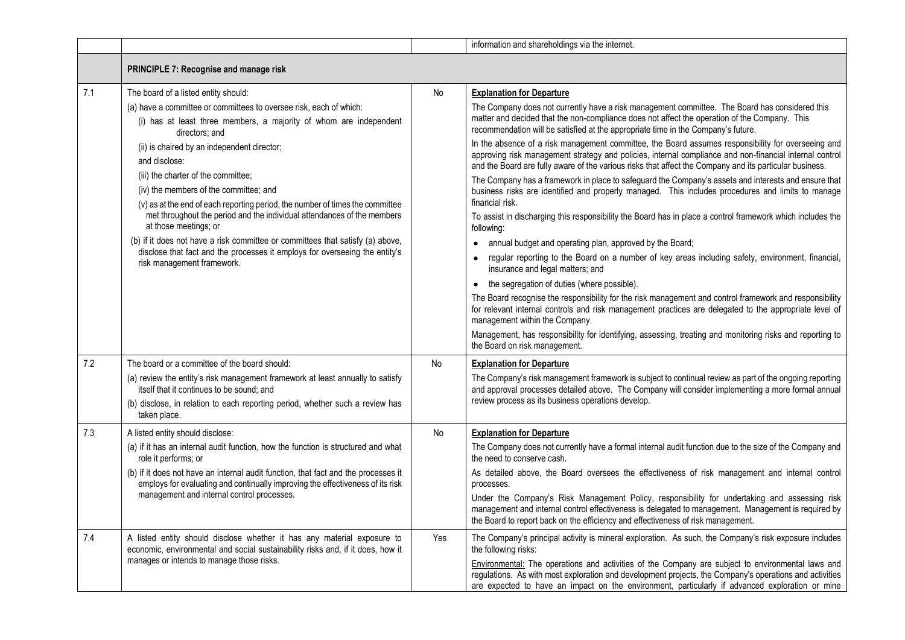| | | | |
|---|---|---|---|
| | | | information and shareholdings via the internet. |
| | **PRINCIPLE 7: Recognise and manage risk** | | |
| 7.1 | The board of a listed entity should:<br>(a) have a committee or committees to oversee risk, each of which:<br>(i) has at least three members, a majority of whom are independent directors; and<br>(ii) is chaired by an independent director;<br>and disclose:<br>(iii) the charter of the committee;<br>(iv) the members of the committee; and<br>(v) as at the end of each reporting period, the number of times the committee met throughout the period and the individual attendances of the members at those meetings; or<br>(b) if it does not have a risk committee or committees that satisfy (a) above, disclose that fact and the processes it employs for overseeing the entity's risk management framework. | No | **Explanation for Departure**<br>The Company does not currently have a risk management committee. The Board has considered this matter and decided that the non-compliance does not affect the operation of the Company. This recommendation will be satisfied at the appropriate time in the Company's future.<br>In the absence of a risk management committee, the Board assumes responsibility for overseeing and approving risk management strategy and policies, internal compliance and non-financial internal control and the Board are fully aware of the various risks that affect the Company and its particular business.<br>The Company has a framework in place to safeguard the Company's assets and interests and ensure that business risks are identified and properly managed. This includes procedures and limits to manage financial risk.<br>To assist in discharging this responsibility the Board has in place a control framework which includes the following:<br>• annual budget and operating plan, approved by the Board;<br>• regular reporting to the Board on a number of key areas including safety, environment, financial, insurance and legal matters; and<br>• the segregation of duties (where possible).<br>The Board recognise the responsibility for the risk management and control framework and responsibility for relevant internal controls and risk management practices are delegated to the appropriate level of management within the Company.<br>Management, has responsibility for identifying, assessing, treating and monitoring risks and reporting to the Board on risk management. |
| 7.2 | The board or a committee of the board should:<br>(a) review the entity's risk management framework at least annually to satisfy itself that it continues to be sound; and<br>(b) disclose, in relation to each reporting period, whether such a review has taken place. | No | **Explanation for Departure**<br>The Company's risk management framework is subject to continual review as part of the ongoing reporting and approval processes detailed above. The Company will consider implementing a more formal annual review process as its business operations develop. |
| 7.3 | A listed entity should disclose:<br>(a) if it has an internal audit function, how the function is structured and what role it performs; or<br>(b) if it does not have an internal audit function, that fact and the processes it employs for evaluating and continually improving the effectiveness of its risk management and internal control processes. | No | **Explanation for Departure**<br>The Company does not currently have a formal internal audit function due to the size of the Company and the need to conserve cash.<br>As detailed above, the Board oversees the effectiveness of risk management and internal control processes.<br>Under the Company's Risk Management Policy, responsibility for undertaking and assessing risk management and internal control effectiveness is delegated to management. Management is required by the Board to report back on the efficiency and effectiveness of risk management. |
| 7.4 | A listed entity should disclose whether it has any material exposure to economic, environmental and social sustainability risks and, if it does, how it manages or intends to manage those risks. | Yes | The Company's principal activity is mineral exploration. As such, the Company's risk exposure includes the following risks:<br>Environmental: The operations and activities of the Company are subject to environmental laws and regulations. As with most exploration and development projects, the Company's operations and activities are expected to have an impact on the environment, particularly if advanced exploration or mine |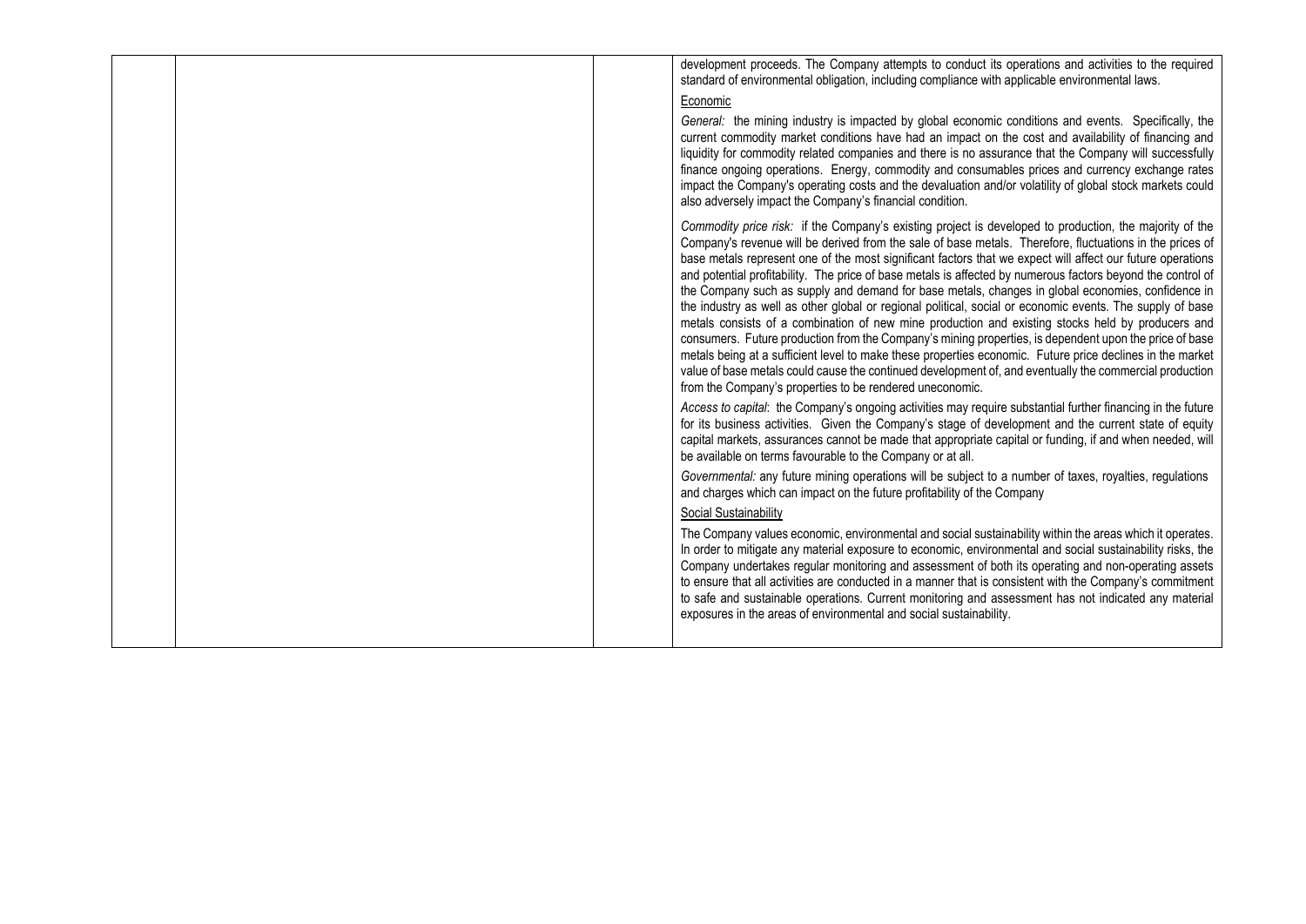| | | | development proceeds. The Company attempts to conduct its operations and activities to the required standard of environmental obligation, including compliance with applicable environmental laws.<br><br><u>Economic</u><br><br>*General:* the mining industry is impacted by global economic conditions and events. Specifically, the current commodity market conditions have had an impact on the cost and availability of financing and liquidity for commodity related companies and there is no assurance that the Company will successfully finance ongoing operations. Energy, commodity and consumables prices and currency exchange rates impact the Company's operating costs and the devaluation and/or volatility of global stock markets could also adversely impact the Company's financial condition.<br><br>*Commodity price risk:* if the Company's existing project is developed to production, the majority of the Company's revenue will be derived from the sale of base metals. Therefore, fluctuations in the prices of base metals represent one of the most significant factors that we expect will affect our future operations and potential profitability. The price of base metals is affected by numerous factors beyond the control of the Company such as supply and demand for base metals, changes in global economies, confidence in the industry as well as other global or regional political, social or economic events. The supply of base metals consists of a combination of new mine production and existing stocks held by producers and consumers. Future production from the Company's mining properties, is dependent upon the price of base metals being at a sufficient level to make these properties economic. Future price declines in the market value of base metals could cause the continued development of, and eventually the commercial production from the Company's properties to be rendered uneconomic.<br><br>*Access to capital*: the Company's ongoing activities may require substantial further financing in the future for its business activities. Given the Company's stage of development and the current state of equity capital markets, assurances cannot be made that appropriate capital or funding, if and when needed, will be available on terms favourable to the Company or at all.<br><br>*Governmental:* any future mining operations will be subject to a number of taxes, royalties, regulations and charges which can impact on the future profitability of the Company<br><br><u>Social Sustainability</u><br><br>The Company values economic, environmental and social sustainability within the areas which it operates. In order to mitigate any material exposure to economic, environmental and social sustainability risks, the Company undertakes regular monitoring and assessment of both its operating and non-operating assets to ensure that all activities are conducted in a manner that is consistent with the Company's commitment to safe and sustainable operations. Current monitoring and assessment has not indicated any material exposures in the areas of environmental and social sustainability. |
|---|---|---|---|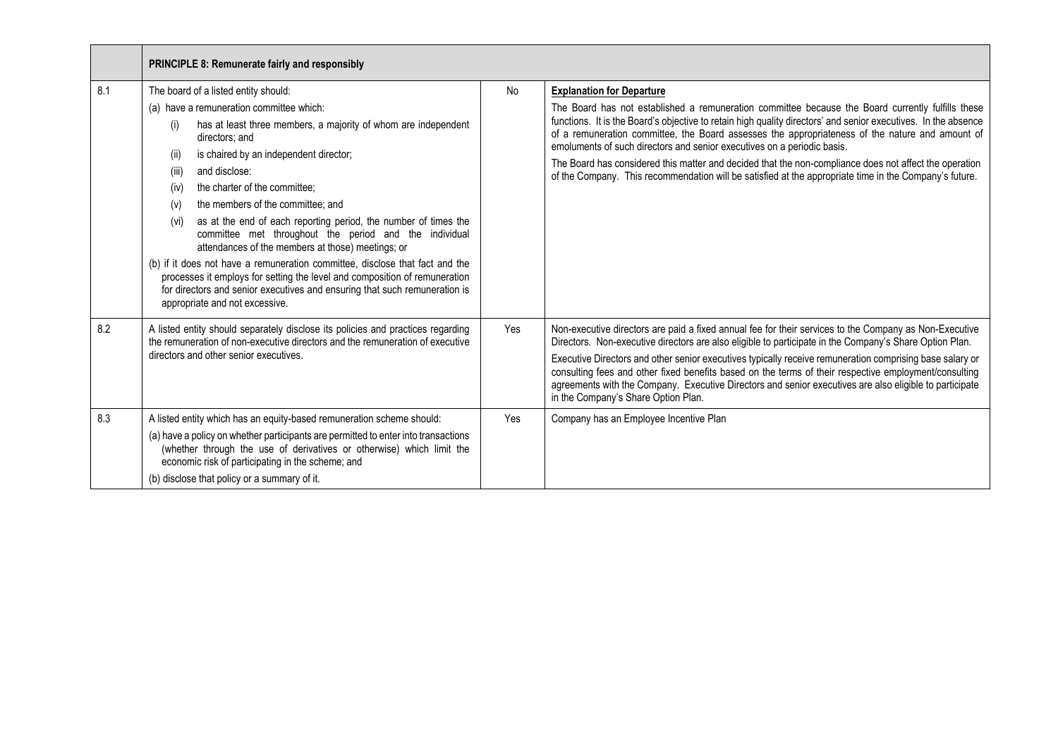| | PRINCIPLE 8: Remunerate fairly and responsibly | | |
|---|---|---|---|
| 8.1 | The board of a listed entity should:<br>(a) have a remuneration committee which:<br>(i) has at least three members, a majority of whom are independent directors; and<br>(ii) is chaired by an independent director;<br>(iii) and disclose:<br>(iv) the charter of the committee;<br>(v) the members of the committee; and<br>(vi) as at the end of each reporting period, the number of times the committee met throughout the period and the individual attendances of the members at those) meetings; or<br>(b) if it does not have a remuneration committee, disclose that fact and the processes it employs for setting the level and composition of remuneration for directors and senior executives and ensuring that such remuneration is appropriate and not excessive. | No | **Explanation for Departure**<br>The Board has not established a remuneration committee because the Board currently fulfills these functions. It is the Board's objective to retain high quality directors' and senior executives. In the absence of a remuneration committee, the Board assesses the appropriateness of the nature and amount of emoluments of such directors and senior executives on a periodic basis.<br>The Board has considered this matter and decided that the non-compliance does not affect the operation of the Company. This recommendation will be satisfied at the appropriate time in the Company's future. |
| 8.2 | A listed entity should separately disclose its policies and practices regarding the remuneration of non-executive directors and the remuneration of executive directors and other senior executives. | Yes | Non-executive directors are paid a fixed annual fee for their services to the Company as Non-Executive Directors. Non-executive directors are also eligible to participate in the Company's Share Option Plan.<br>Executive Directors and other senior executives typically receive remuneration comprising base salary or consulting fees and other fixed benefits based on the terms of their respective employment/consulting agreements with the Company. Executive Directors and senior executives are also eligible to participate in the Company's Share Option Plan. |
| 8.3 | A listed entity which has an equity-based remuneration scheme should:<br>(a) have a policy on whether participants are permitted to enter into transactions (whether through the use of derivatives or otherwise) which limit the economic risk of participating in the scheme; and<br>(b) disclose that policy or a summary of it. | Yes | Company has an Employee Incentive Plan |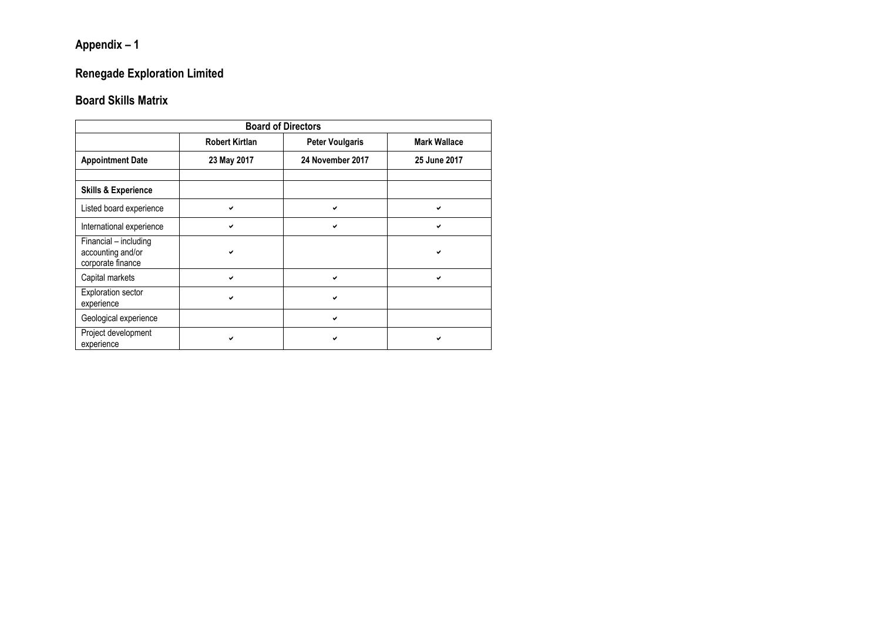## Appendix – 1

## Renegade Exploration Limited

## Board Skills Matrix

| Board of Directors | | | |
|---|---|---|---|
| | **Robert Kirtlan** | **Peter Voulgaris** | **Mark Wallace** |
| **Appointment Date** | **23 May 2017** | **24 November 2017** | **25 June 2017** |
| | | | |
| **Skills & Experience** | | | |
| Listed board experience | ✔ | ✔ | ✔ |
| International experience | ✔ | ✔ | ✔ |
| Financial – including accounting and/or corporate finance | ✔ | | ✔ |
| Capital markets | ✔ | ✔ | ✔ |
| Exploration sector experience | ✔ | ✔ | |
| Geological experience | | ✔ | |
| Project development experience | ✔ | ✔ | ✔ |